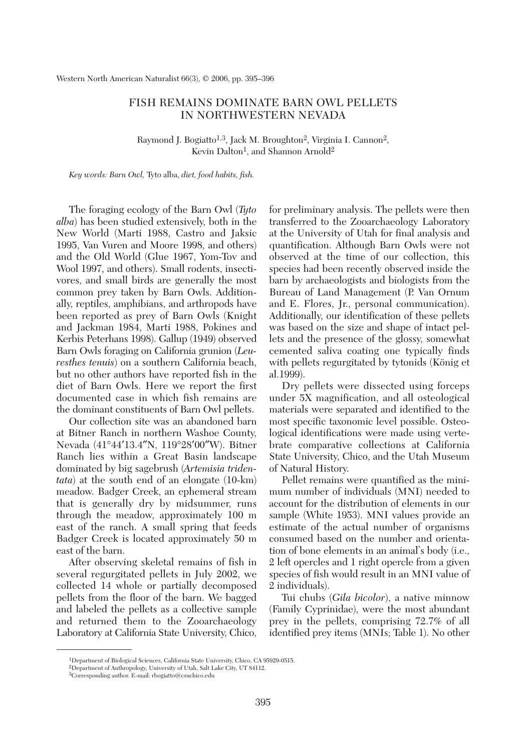# FISH REMAINS DOMINATE BARN OWL PELLETS IN NORTHWESTERN NEVADA

Raymond J. Bogiatto[1,3], Jack M. Broughton[2], Virginia I. Cannon[2], Kevin Dalton[1], and Shannon Arnold[2]

*Key words: Barn Owl,* Tyto alba, *diet, food habits, fish.*

The foraging ecology of the Barn Owl (*Tyto alba*) has been studied extensively, both in the New World (Marti 1988, Castro and Jaksic 1995, Van Vuren and Moore 1998, and others) and the Old World (Glue 1967, Yom-Tov and Wool 1997, and others). Small rodents, insectivores, and small birds are generally the most common prey taken by Barn Owls. Additionally, reptiles, amphibians, and arthropods have been reported as prey of Barn Owls (Knight and Jackman 1984, Marti 1988, Pokines and Kerbis Peterhans 1998). Gallup (1949) observed Barn Owls foraging on California grunion (*Leuresthes tenuis*) on a southern California beach, but no other authors have reported fish in the diet of Barn Owls. Here we report the first documented case in which fish remains are the dominant constituents of Barn Owl pellets.

Our collection site was an abandoned barn at Bitner Ranch in northern Washoe County, Nevada (41°44′13.4″N, 119°28′00″W). Bitner Ranch lies within a Great Basin landscape dominated by big sagebrush (*Artemisia tridentata*) at the south end of an elongate (10-km) meadow. Badger Creek, an ephemeral stream that is generally dry by midsummer, runs through the meadow, approximately 100 m east of the ranch. A small spring that feeds Badger Creek is located approximately 50 m east of the barn.

After observing skeletal remains of fish in several regurgitated pellets in July 2002, we collected 14 whole or partially decomposed pellets from the floor of the barn. We bagged and labeled the pellets as a collective sample and returned them to the Zooarchaeology Laboratory at California State University, Chico, for preliminary analysis. The pellets were then transferred to the Zooarchaeology Laboratory at the University of Utah for final analysis and quantification. Although Barn Owls were not observed at the time of our collection, this species had been recently observed inside the barn by archaeologists and biologists from the Bureau of Land Management (P. Van Ornum and E. Flores, Jr., personal communication). Additionally, our identification of these pellets was based on the size and shape of intact pellets and the presence of the glossy, somewhat cemented saliva coating one typically finds with pellets regurgitated by tytonids (König et al.1999).

Dry pellets were dissected using forceps under 5X magnification, and all osteological materials were separated and identified to the most specific taxonomic level possible. Osteological identifications were made using vertebrate comparative collections at California State University, Chico, and the Utah Museum of Natural History.

Pellet remains were quantified as the minimum number of individuals (MNI) needed to account for the distribution of elements in our sample (White 1953). MNI values provide an estimate of the actual number of organisms consumed based on the number and orientation of bone elements in an animal's body (i.e., 2 left opercles and 1 right opercle from a given species of fish would result in an MNI value of 2 individuals).

Tui chubs (*Gila bicolor*), a native minnow (Family Cyprinidae), were the most abundant prey in the pellets, comprising 72.7% of all identified prey items (MNIs; Table 1). No other

---

[1]Department of Biological Sciences, California State University, Chico, CA 95929-0515.
[2]Department of Anthropology, University of Utah, Salt Lake City, UT 84112.
[3]Corresponding author. E-mail: rbogiatto@csuchico.edu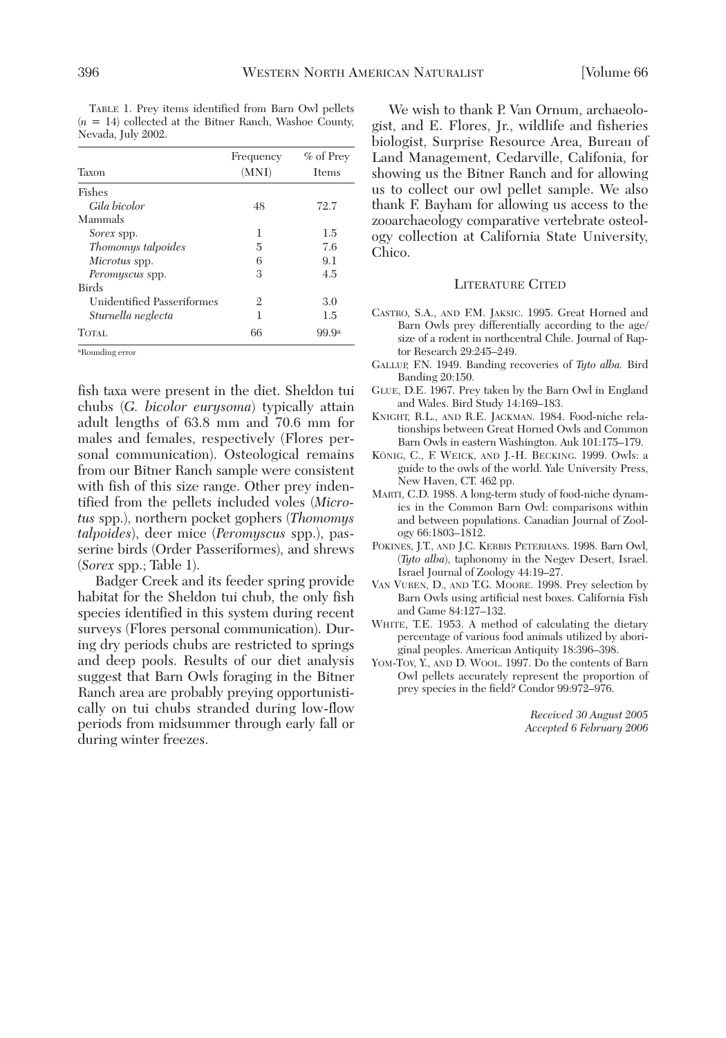TABLE 1. Prey items identified from Barn Owl pellets ($n$ = 14) collected at the Bitner Ranch, Washoe County, Nevada, July 2002.

| Taxon | Frequency (MNI) | % of Prey Items |
|---|---|---|
| Fishes | | |
| *Gila bicolor* | 48 | 72.7 |
| Mammals | | |
| *Sorex* spp. | 1 | 1.5 |
| *Thomomys talpoides* | 5 | 7.6 |
| *Microtus* spp. | 6 | 9.1 |
| *Peromyscus* spp. | 3 | 4.5 |
| Birds | | |
| Unidentified Passeriformes | 2 | 3.0 |
| *Sturnella neglecta* | 1 | 1.5 |
| TOTAL | 66 | 99.9[a] |

[a]Rounding error

fish taxa were present in the diet. Sheldon tui chubs (*G. bicolor eurysoma*) typically attain adult lengths of 63.8 mm and 70.6 mm for males and females, respectively (Flores personal communication). Osteological remains from our Bitner Ranch sample were consistent with fish of this size range. Other prey indentified from the pellets included voles (*Microtus* spp.), northern pocket gophers (*Thomomys talpoides*), deer mice (*Peromyscus* spp.), passerine birds (Order Passeriformes), and shrews (*Sorex* spp.; Table 1).

Badger Creek and its feeder spring provide habitat for the Sheldon tui chub, the only fish species identified in this system during recent surveys (Flores personal communication). During dry periods chubs are restricted to springs and deep pools. Results of our diet analysis suggest that Barn Owls foraging in the Bitner Ranch area are probably preying opportunistically on tui chubs stranded during low-flow periods from midsummer through early fall or during winter freezes.

We wish to thank P. Van Ornum, archaeologist, and E. Flores, Jr., wildlife and fisheries biologist, Surprise Resource Area, Bureau of Land Management, Cedarville, Califonia, for showing us the Bitner Ranch and for allowing us to collect our owl pellet sample. We also thank F. Bayham for allowing us access to the zooarchaeology comparative vertebrate osteology collection at California State University, Chico.

## LITERATURE CITED

CASTRO, S.A., AND F.M. JAKSIC. 1995. Great Horned and Barn Owls prey differentially according to the age/size of a rodent in northcentral Chile. Journal of Raptor Research 29:245–249.

GALLUP, F.N. 1949. Banding recoveries of *Tyto alba.* Bird Banding 20:150.

GLUE, D.E. 1967. Prey taken by the Barn Owl in England and Wales. Bird Study 14:169–183.

KNIGHT, R.L., AND R.E. JACKMAN. 1984. Food-niche relationships between Great Horned Owls and Common Barn Owls in eastern Washington. Auk 101:175–179.

KÖNIG, C., F. WEICK, AND J.-H. BECKING. 1999. Owls: a guide to the owls of the world. Yale University Press, New Haven, CT. 462 pp.

MARTI, C.D. 1988. A long-term study of food-niche dynamics in the Common Barn Owl: comparisons within and between populations. Canadian Journal of Zoology 66:1803–1812.

POKINES, J.T., AND J.C. KERBIS PETERHANS. 1998. Barn Owl, (*Tyto alba*), taphonomy in the Negev Desert, Israel. Israel Journal of Zoology 44:19–27.

VAN VUREN, D., AND T.G. MOORE. 1998. Prey selection by Barn Owls using artificial nest boxes. California Fish and Game 84:127–132.

WHITE, T.E. 1953. A method of calculating the dietary percentage of various food animals utilized by aboriginal peoples. American Antiquity 18:396–398.

YOM-TOV, Y., AND D. WOOL. 1997. Do the contents of Barn Owl pellets accurately represent the proportion of prey species in the field? Condor 99:972–976.

*Received 30 August 2005*
*Accepted 6 February 2006*